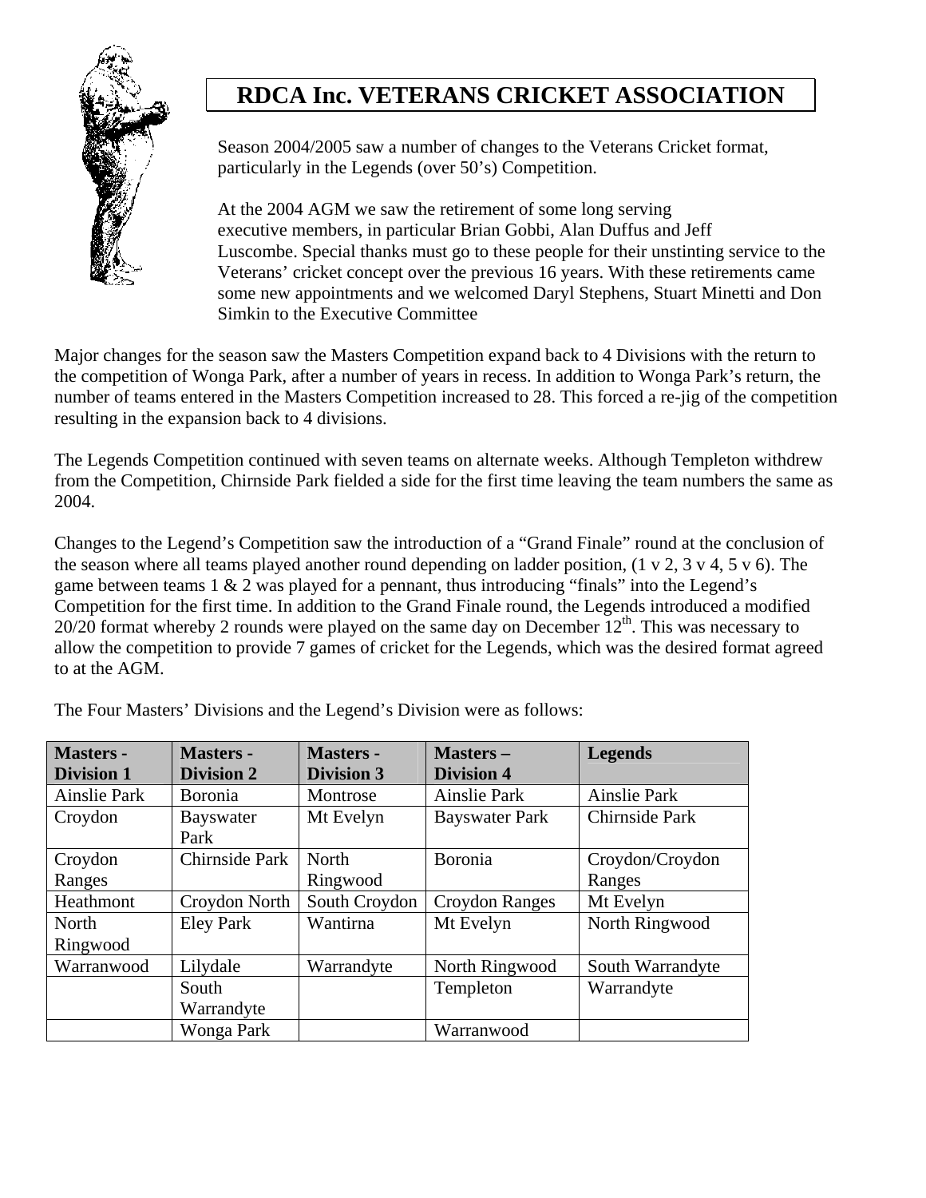# RDCA Inc. VETERANS CRICKET ASSOCIATION

Season 2004/2005 saw a number of changes to the Veterans Cricket format, particularly in the Legends (over 50's) Competition.

At the 2004 AGM we saw the retirement of some long serving executive members, in particular Brian Gobbi, Alan Duffus and Jeff Luscombe. Special thanks must go to these people for their unstinting service to the Veterans' cricket concept over the previous 16 years. With these retirements came some new appointments and we welcomed Daryl Stephens, Stuart Minetti and Don Simkin to the Executive Committee

Major changes for the season saw the Masters Competition expand back to 4 Divisions with the return to the competition of Wonga Park, after a number of years in recess. In addition to Wonga Park's return, the number of teams entered in the Masters Competition increased to 28. This forced a re-jig of the competition resulting in the expansion back to 4 divisions.

The Legends Competition continued with seven teams on alternate weeks. Although Templeton withdrew from the Competition, Chirnside Park fielded a side for the first time leaving the team numbers the same as 2004.

Changes to the Legend's Competition saw the introduction of a "Grand Finale" round at the conclusion of the season where all teams played another round depending on ladder position, (1 v 2, 3 v 4, 5 v 6). The game between teams 1 & 2 was played for a pennant, thus introducing "finals" into the Legend's Competition for the first time. In addition to the Grand Finale round, the Legends introduced a modified 20/20 format whereby 2 rounds were played on the same day on December 12th. This was necessary to allow the competition to provide 7 games of cricket for the Legends, which was the desired format agreed to at the AGM.

The Four Masters' Divisions and the Legend's Division were as follows:

| **Masters - Division 1** | **Masters - Division 2** | **Masters - Division 3** | **Masters – Division 4** | **Legends** |
|---|---|---|---|---|
| Ainslie Park | Boronia | Montrose | Ainslie Park | Ainslie Park |
| Croydon | Bayswater Park | Mt Evelyn | Bayswater Park | Chirnside Park |
| Croydon Ranges | Chirnside Park | North Ringwood | Boronia | Croydon/Croydon Ranges |
| Heathmont | Croydon North | South Croydon | Croydon Ranges | Mt Evelyn |
| North Ringwood | Eley Park | Wantirna | Mt Evelyn | North Ringwood |
| Warranwood | Lilydale | Warrandyte | North Ringwood | South Warrandyte |
| | South Warrandyte | | Templeton | Warrandyte |
| | Wonga Park | | Warranwood | |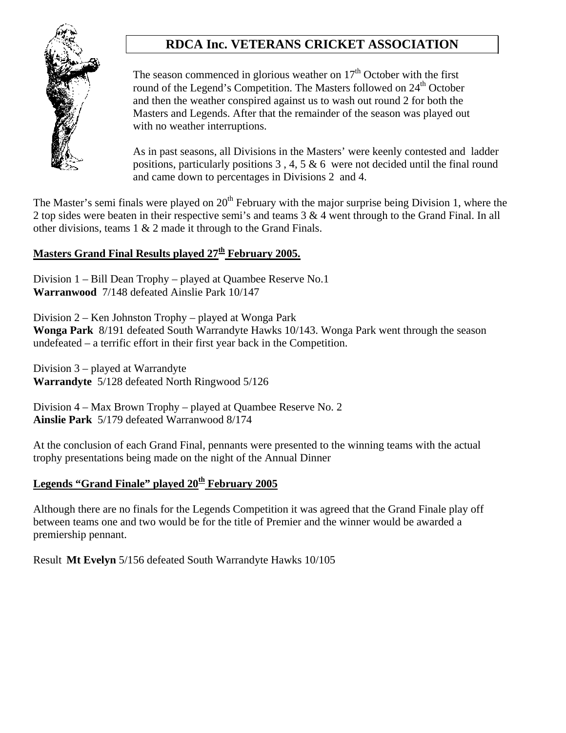# RDCA Inc. VETERANS CRICKET ASSOCIATION

The season commenced in glorious weather on 17th October with the first round of the Legend's Competition. The Masters followed on 24th October and then the weather conspired against us to wash out round 2 for both the Masters and Legends. After that the remainder of the season was played out with no weather interruptions.

As in past seasons, all Divisions in the Masters' were keenly contested and ladder positions, particularly positions 3 , 4, 5 & 6 were not decided until the final round and came down to percentages in Divisions 2 and 4.

The Master's semi finals were played on 20th February with the major surprise being Division 1, where the 2 top sides were beaten in their respective semi's and teams 3 & 4 went through to the Grand Final. In all other divisions, teams 1 & 2 made it through to the Grand Finals.

**Masters Grand Final Results played 27th February 2005.**

Division 1 – Bill Dean Trophy – played at Quambee Reserve No.1
**Warranwood** 7/148 defeated Ainslie Park 10/147

Division 2 – Ken Johnston Trophy – played at Wonga Park
**Wonga Park** 8/191 defeated South Warrandyte Hawks 10/143. Wonga Park went through the season undefeated – a terrific effort in their first year back in the Competition.

Division 3 – played at Warrandyte
**Warrandyte** 5/128 defeated North Ringwood 5/126

Division 4 – Max Brown Trophy – played at Quambee Reserve No. 2
**Ainslie Park** 5/179 defeated Warranwood 8/174

At the conclusion of each Grand Final, pennants were presented to the winning teams with the actual trophy presentations being made on the night of the Annual Dinner

**Legends "Grand Finale" played 20th February 2005**

Although there are no finals for the Legends Competition it was agreed that the Grand Finale play off between teams one and two would be for the title of Premier and the winner would be awarded a premiership pennant.

Result **Mt Evelyn** 5/156 defeated South Warrandyte Hawks 10/105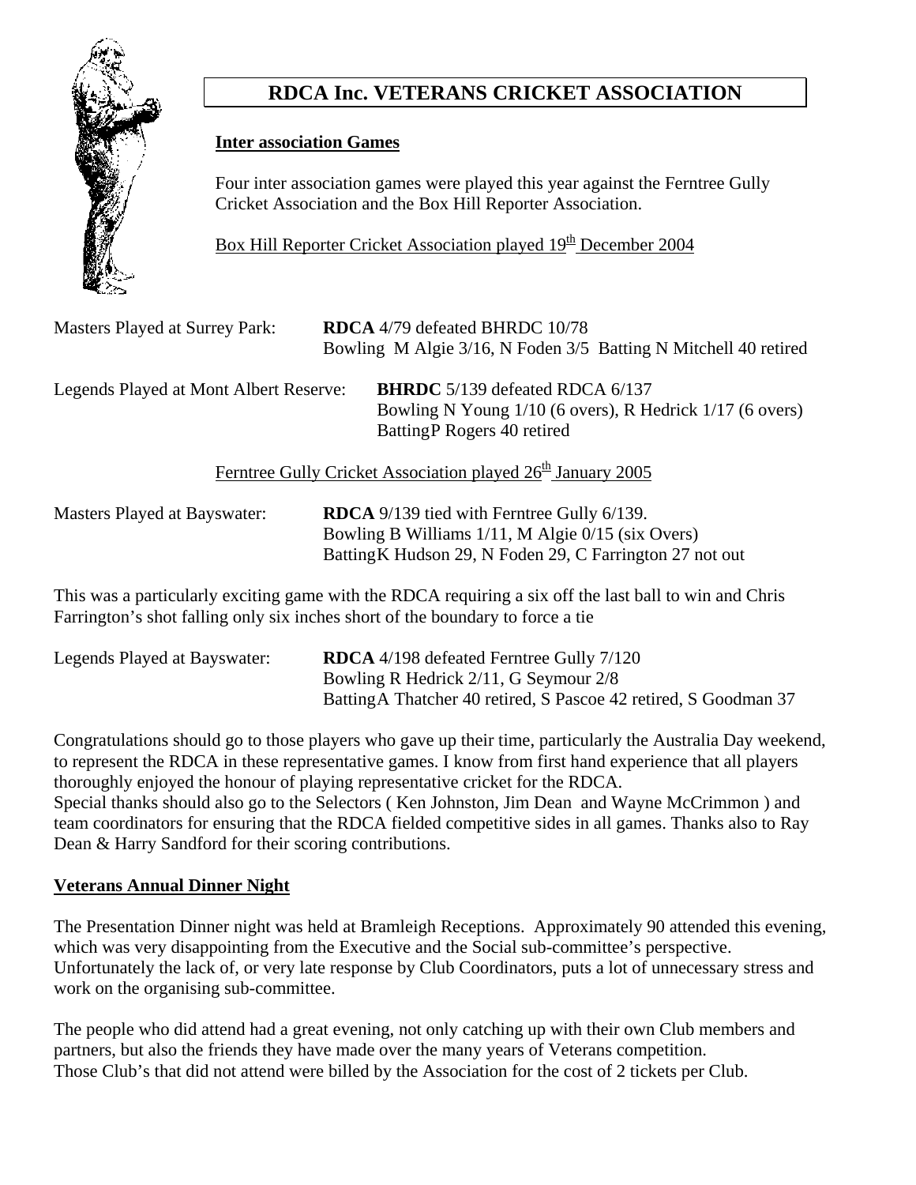# RDCA Inc. VETERANS CRICKET ASSOCIATION

**Inter association Games**

Four inter association games were played this year against the Ferntree Gully Cricket Association and the Box Hill Reporter Association.

Box Hill Reporter Cricket Association played 19th December 2004

| | |
|---|---|
| Masters Played at Surrey Park: | **RDCA** 4/79 defeated BHRDC 10/78<br>Bowling M Algie 3/16, N Foden 3/5 Batting N Mitchell 40 retired |
| Legends Played at Mont Albert Reserve: | **BHRDC** 5/139 defeated RDCA 6/137<br>Bowling N Young 1/10 (6 overs), R Hedrick 1/17 (6 overs)<br>BattingP Rogers 40 retired |

Ferntree Gully Cricket Association played 26th January 2005

| | |
|---|---|
| Masters Played at Bayswater: | **RDCA** 9/139 tied with Ferntree Gully 6/139.<br>Bowling B Williams 1/11, M Algie 0/15 (six Overs)<br>BattingK Hudson 29, N Foden 29, C Farrington 27 not out |

This was a particularly exciting game with the RDCA requiring a six off the last ball to win and Chris Farrington's shot falling only six inches short of the boundary to force a tie

| | |
|---|---|
| Legends Played at Bayswater: | **RDCA** 4/198 defeated Ferntree Gully 7/120<br>Bowling R Hedrick 2/11, G Seymour 2/8<br>BattingA Thatcher 40 retired, S Pascoe 42 retired, S Goodman 37 |

Congratulations should go to those players who gave up their time, particularly the Australia Day weekend, to represent the RDCA in these representative games. I know from first hand experience that all players thoroughly enjoyed the honour of playing representative cricket for the RDCA.
Special thanks should also go to the Selectors ( Ken Johnston, Jim Dean and Wayne McCrimmon ) and team coordinators for ensuring that the RDCA fielded competitive sides in all games. Thanks also to Ray Dean & Harry Sandford for their scoring contributions.

**Veterans Annual Dinner Night**

The Presentation Dinner night was held at Bramleigh Receptions. Approximately 90 attended this evening, which was very disappointing from the Executive and the Social sub-committee's perspective. Unfortunately the lack of, or very late response by Club Coordinators, puts a lot of unnecessary stress and work on the organising sub-committee.

The people who did attend had a great evening, not only catching up with their own Club members and partners, but also the friends they have made over the many years of Veterans competition.
Those Club's that did not attend were billed by the Association for the cost of 2 tickets per Club.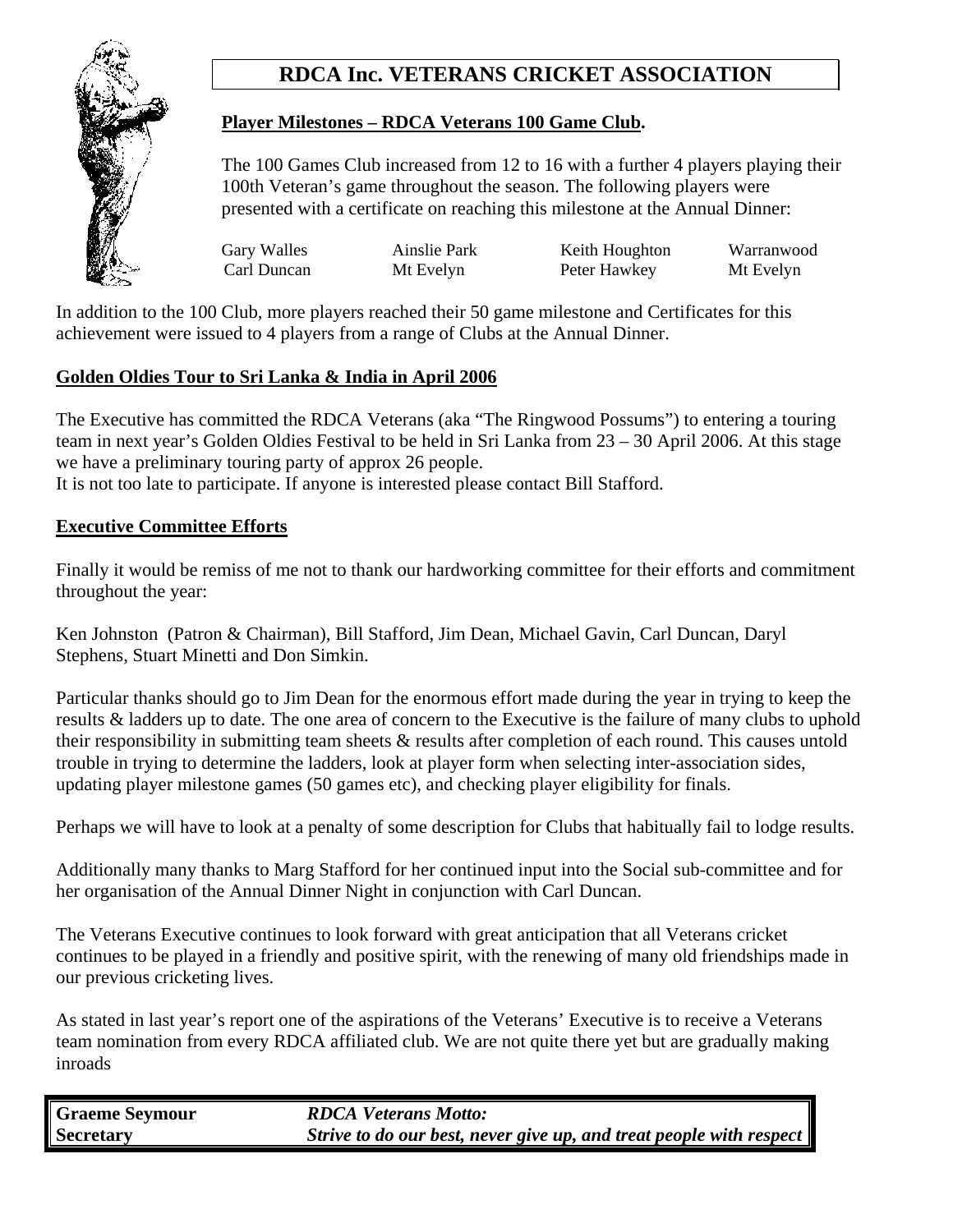# RDCA Inc. VETERANS CRICKET ASSOCIATION

## Player Milestones – RDCA Veterans 100 Game Club.

The 100 Games Club increased from 12 to 16 with a further 4 players playing their 100th Veteran's game throughout the season. The following players were presented with a certificate on reaching this milestone at the Annual Dinner:

| | | | |
|---|---|---|---|
| Gary Walles | Ainslie Park | Keith Houghton | Warranwood |
| Carl Duncan | Mt Evelyn | Peter Hawkey | Mt Evelyn |

In addition to the 100 Club, more players reached their 50 game milestone and Certificates for this achievement were issued to 4 players from a range of Clubs at the Annual Dinner.

## Golden Oldies Tour to Sri Lanka & India in April 2006

The Executive has committed the RDCA Veterans (aka "The Ringwood Possums") to entering a touring team in next year's Golden Oldies Festival to be held in Sri Lanka from 23 – 30 April 2006. At this stage we have a preliminary touring party of approx 26 people.
It is not too late to participate. If anyone is interested please contact Bill Stafford.

## Executive Committee Efforts

Finally it would be remiss of me not to thank our hardworking committee for their efforts and commitment throughout the year:

Ken Johnston (Patron & Chairman), Bill Stafford, Jim Dean, Michael Gavin, Carl Duncan, Daryl Stephens, Stuart Minetti and Don Simkin.

Particular thanks should go to Jim Dean for the enormous effort made during the year in trying to keep the results & ladders up to date. The one area of concern to the Executive is the failure of many clubs to uphold their responsibility in submitting team sheets & results after completion of each round. This causes untold trouble in trying to determine the ladders, look at player form when selecting inter-association sides, updating player milestone games (50 games etc), and checking player eligibility for finals.

Perhaps we will have to look at a penalty of some description for Clubs that habitually fail to lodge results.

Additionally many thanks to Marg Stafford for her continued input into the Social sub-committee and for her organisation of the Annual Dinner Night in conjunction with Carl Duncan.

The Veterans Executive continues to look forward with great anticipation that all Veterans cricket continues to be played in a friendly and positive spirit, with the renewing of many old friendships made in our previous cricketing lives.

As stated in last year's report one of the aspirations of the Veterans' Executive is to receive a Veterans team nomination from every RDCA affiliated club. We are not quite there yet but are gradually making inroads

| | |
|---|---|
| **Graeme Seymour** | ***RDCA Veterans Motto:*** |
| **Secretary** | ***Strive to do our best, never give up, and treat people with respect*** |